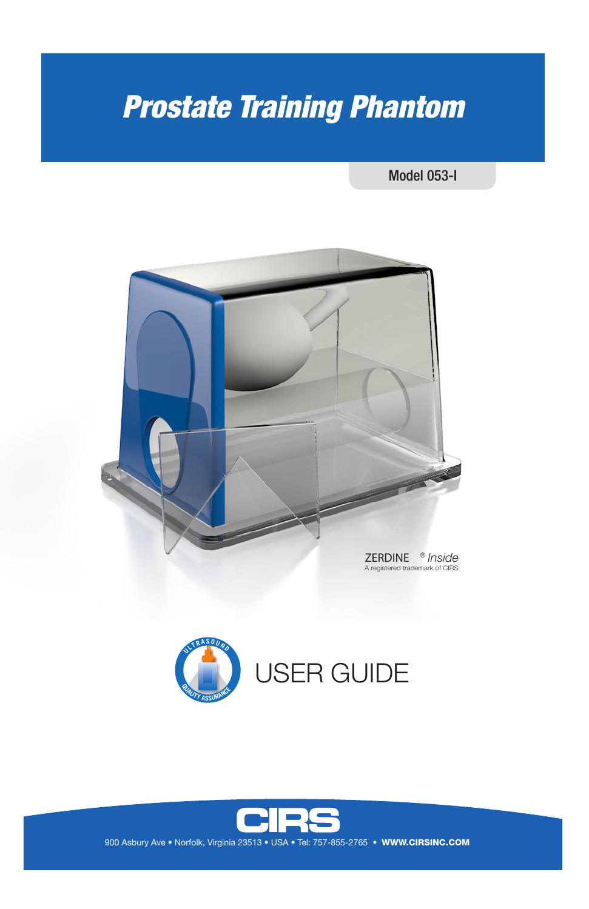# *Prostate Training Phantom*

Model 053-I

ZERDINE® *Inside*
A registered trademark of CIRS

ULTRASOUND QUALITY ASSURANCE

USER GUIDE

CIRS

900 Asbury Ave • Norfolk, Virginia 23513 • USA • Tel: 757-855-2765 • **WWW.CIRSINC.COM**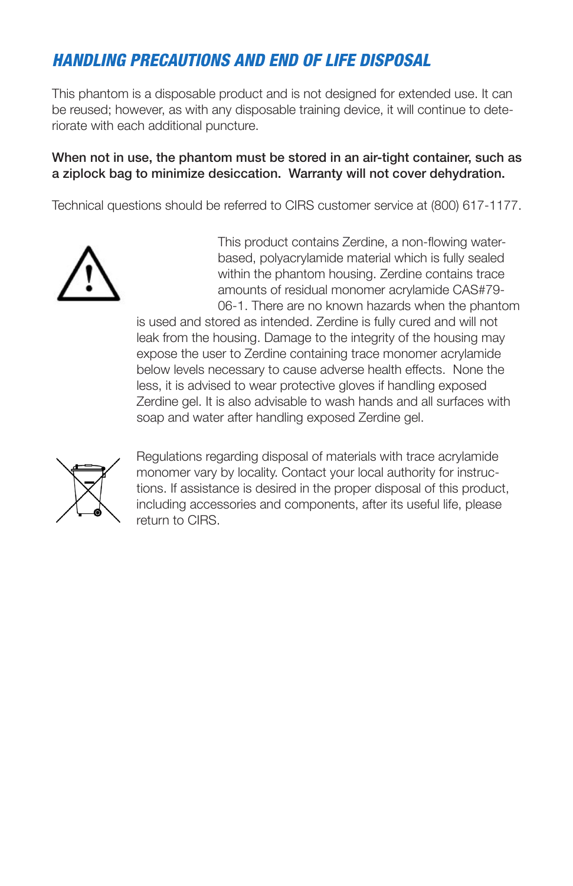## *HANDLING PRECAUTIONS AND END OF LIFE DISPOSAL*

This phantom is a disposable product and is not designed for extended use. It can be reused; however, as with any disposable training device, it will continue to deteriorate with each additional puncture.

**When not in use, the phantom must be stored in an air-tight container, such as a ziplock bag to minimize desiccation. Warranty will not cover dehydration.**

Technical questions should be referred to CIRS customer service at (800) 617-1177.

This product contains Zerdine, a non-flowing water-based, polyacrylamide material which is fully sealed within the phantom housing. Zerdine contains trace amounts of residual monomer acrylamide CAS#79-06-1. There are no known hazards when the phantom is used and stored as intended. Zerdine is fully cured and will not leak from the housing. Damage to the integrity of the housing may expose the user to Zerdine containing trace monomer acrylamide below levels necessary to cause adverse health effects. None the less, it is advised to wear protective gloves if handling exposed Zerdine gel. It is also advisable to wash hands and all surfaces with soap and water after handling exposed Zerdine gel.

Regulations regarding disposal of materials with trace acrylamide monomer vary by locality. Contact your local authority for instructions. If assistance is desired in the proper disposal of this product, including accessories and components, after its useful life, please return to CIRS.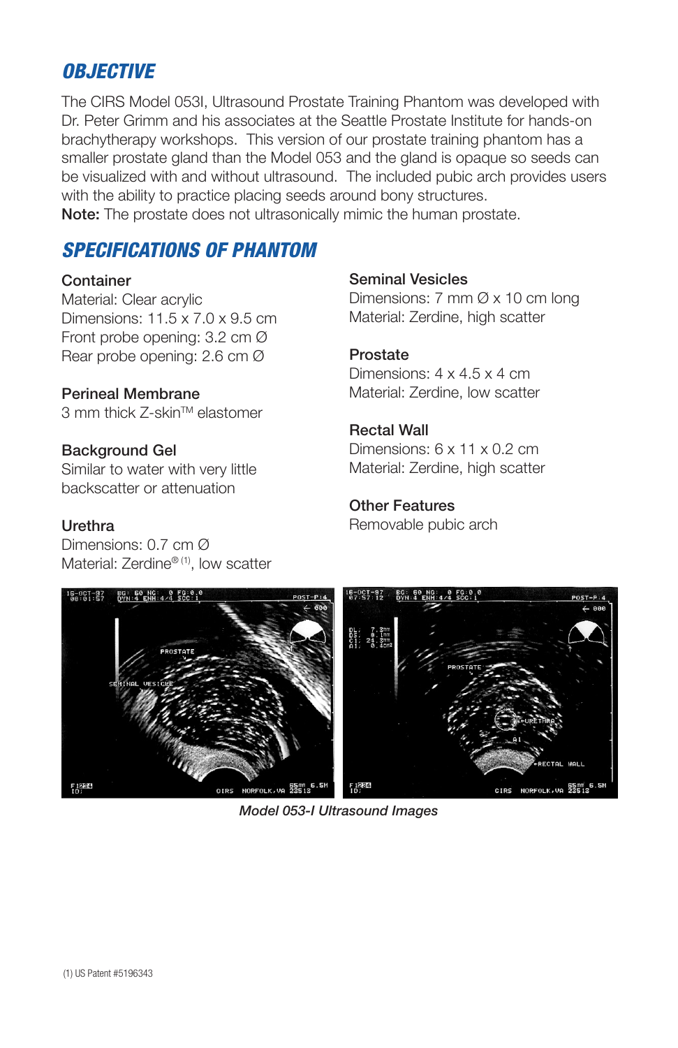## OBJECTIVE

The CIRS Model 053I, Ultrasound Prostate Training Phantom was developed with Dr. Peter Grimm and his associates at the Seattle Prostate Institute for hands-on brachytherapy workshops. This version of our prostate training phantom has a smaller prostate gland than the Model 053 and the gland is opaque so seeds can be visualized with and without ultrasound. The included pubic arch provides users with the ability to practice placing seeds around bony structures.

**Note:** The prostate does not ultrasonically mimic the human prostate.

## SPECIFICATIONS OF PHANTOM

**Container**
Material: Clear acrylic
Dimensions: 11.5 x 7.0 x 9.5 cm
Front probe opening: 3.2 cm Ø
Rear probe opening: 2.6 cm Ø

**Perineal Membrane**
3 mm thick Z-skin™ elastomer

**Background Gel**
Similar to water with very little backscatter or attenuation

**Urethra**
Dimensions: 0.7 cm Ø
Material: Zerdine® [(1)], low scatter

**Seminal Vesicles**
Dimensions: 7 mm Ø x 10 cm long
Material: Zerdine, high scatter

**Prostate**
Dimensions: 4 x 4.5 x 4 cm
Material: Zerdine, low scatter

**Rectal Wall**
Dimensions: 6 x 11 x 0.2 cm
Material: Zerdine, high scatter

**Other Features**
Removable pubic arch

*Model 053-I Ultrasound Images*

(1) US Patent #5196343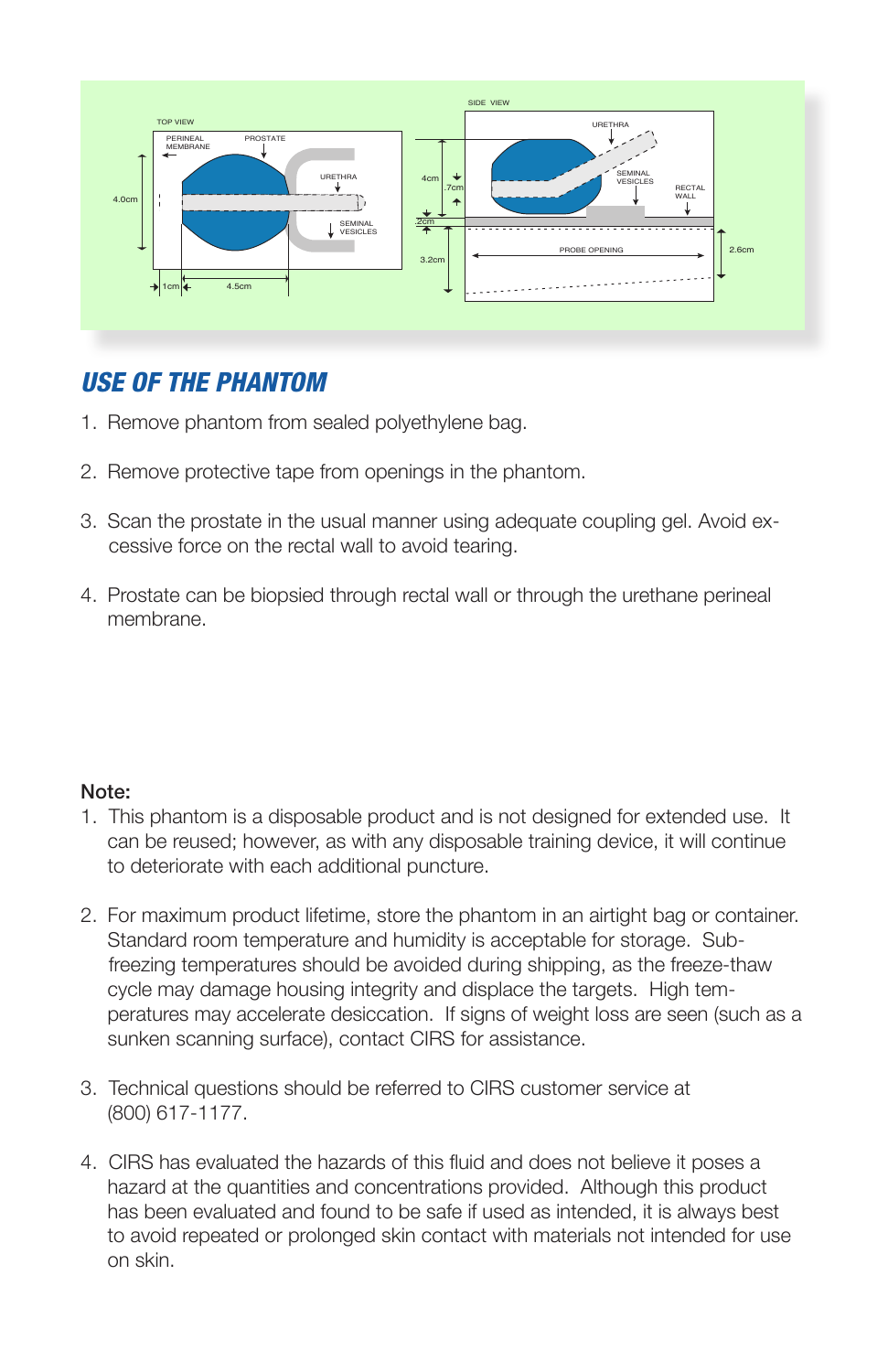## USE OF THE PHANTOM

1. Remove phantom from sealed polyethylene bag.
2. Remove protective tape from openings in the phantom.
3. Scan the prostate in the usual manner using adequate coupling gel. Avoid excessive force on the rectal wall to avoid tearing.
4. Prostate can be biopsied through rectal wall or through the urethane perineal membrane.

**Note:**

1. This phantom is a disposable product and is not designed for extended use. It can be reused; however, as with any disposable training device, it will continue to deteriorate with each additional puncture.
2. For maximum product lifetime, store the phantom in an airtight bag or container. Standard room temperature and humidity is acceptable for storage. Sub-freezing temperatures should be avoided during shipping, as the freeze-thaw cycle may damage housing integrity and displace the targets. High temperatures may accelerate desiccation. If signs of weight loss are seen (such as a sunken scanning surface), contact CIRS for assistance.
3. Technical questions should be referred to CIRS customer service at (800) 617-1177.
4. CIRS has evaluated the hazards of this fluid and does not believe it poses a hazard at the quantities and concentrations provided. Although this product has been evaluated and found to be safe if used as intended, it is always best to avoid repeated or prolonged skin contact with materials not intended for use on skin.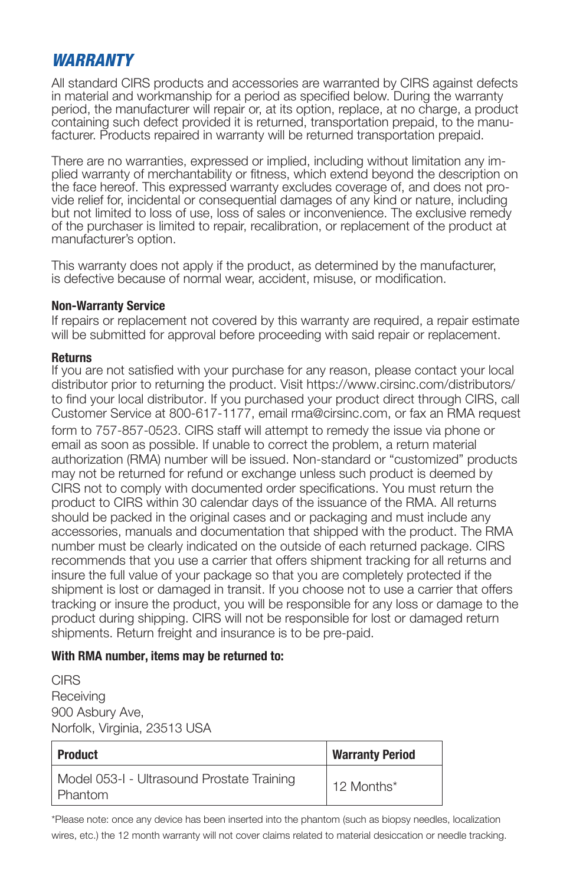## *WARRANTY*

All standard CIRS products and accessories are warranted by CIRS against defects in material and workmanship for a period as specified below. During the warranty period, the manufacturer will repair or, at its option, replace, at no charge, a product containing such defect provided it is returned, transportation prepaid, to the manufacturer. Products repaired in warranty will be returned transportation prepaid.

There are no warranties, expressed or implied, including without limitation any implied warranty of merchantability or fitness, which extend beyond the description on the face hereof. This expressed warranty excludes coverage of, and does not provide relief for, incidental or consequential damages of any kind or nature, including but not limited to loss of use, loss of sales or inconvenience. The exclusive remedy of the purchaser is limited to repair, recalibration, or replacement of the product at manufacturer's option.

This warranty does not apply if the product, as determined by the manufacturer, is defective because of normal wear, accident, misuse, or modification.

**Non-Warranty Service**

If repairs or replacement not covered by this warranty are required, a repair estimate will be submitted for approval before proceeding with said repair or replacement.

**Returns**

If you are not satisfied with your purchase for any reason, please contact your local distributor prior to returning the product. Visit https://www.cirsinc.com/distributors/ to find your local distributor. If you purchased your product direct through CIRS, call Customer Service at 800-617-1177, email rma@cirsinc.com, or fax an RMA request form to 757-857-0523. CIRS staff will attempt to remedy the issue via phone or email as soon as possible. If unable to correct the problem, a return material authorization (RMA) number will be issued. Non-standard or "customized" products may not be returned for refund or exchange unless such product is deemed by CIRS not to comply with documented order specifications. You must return the product to CIRS within 30 calendar days of the issuance of the RMA. All returns should be packed in the original cases or packaging and must include any accessories, manuals and documentation that shipped with the product. The RMA number must be clearly indicated on the outside of each returned package. CIRS recommends that you use a carrier that offers shipment tracking for all returns and insure the full value of your package so that you are completely protected if the shipment is lost or damaged in transit. If you choose not to use a carrier that offers tracking or insure the product, you will be responsible for any loss or damage to the product during shipping. CIRS will not be responsible for lost or damaged return shipments. Return freight and insurance is to be pre-paid.

**With RMA number, items may be returned to:**

CIRS
Receiving
900 Asbury Ave,
Norfolk, Virginia, 23513 USA

| **Product** | **Warranty Period** |
|---|---|
| Model 053-I - Ultrasound Prostate Training Phantom | 12 Months* |

*Please note: once any device has been inserted into the phantom (such as biopsy needles, localization wires, etc.) the 12 month warranty will not cover claims related to material desiccation or needle tracking.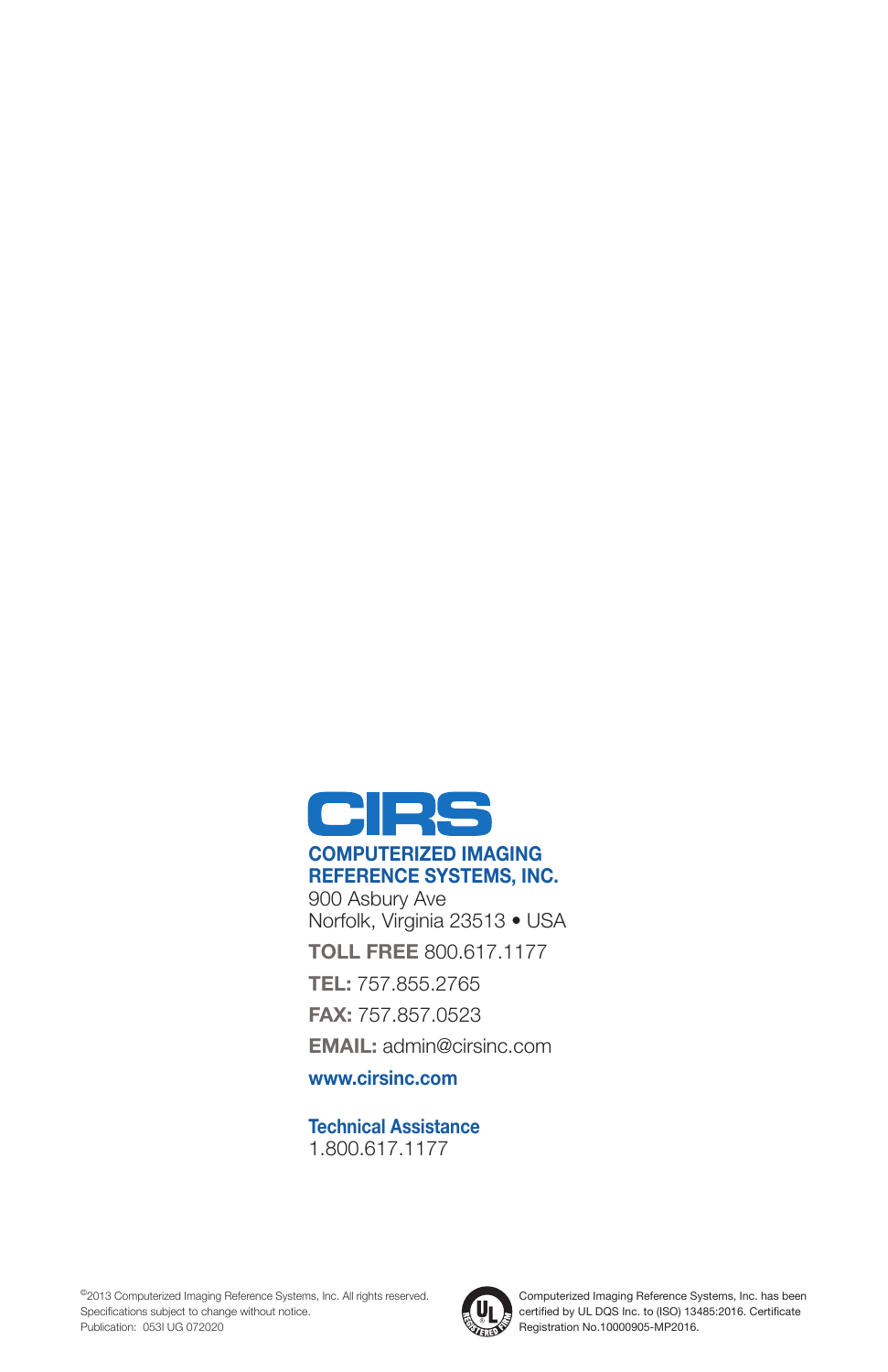CIRS

**COMPUTERIZED IMAGING REFERENCE SYSTEMS, INC.**

900 Asbury Ave
Norfolk, Virginia 23513 • USA

**TOLL FREE** 800.617.1177

**TEL:** 757.855.2765

**FAX:** 757.857.0523

**EMAIL:** admin@cirsinc.com

**www.cirsinc.com**

**Technical Assistance**
1.800.617.1177

©2013 Computerized Imaging Reference Systems, Inc. All rights reserved.
Specifications subject to change without notice.
Publication: 053I UG 072020

Computerized Imaging Reference Systems, Inc. has been certified by UL DQS Inc. to (ISO) 13485:2016. Certificate Registration No.10000905-MP2016.